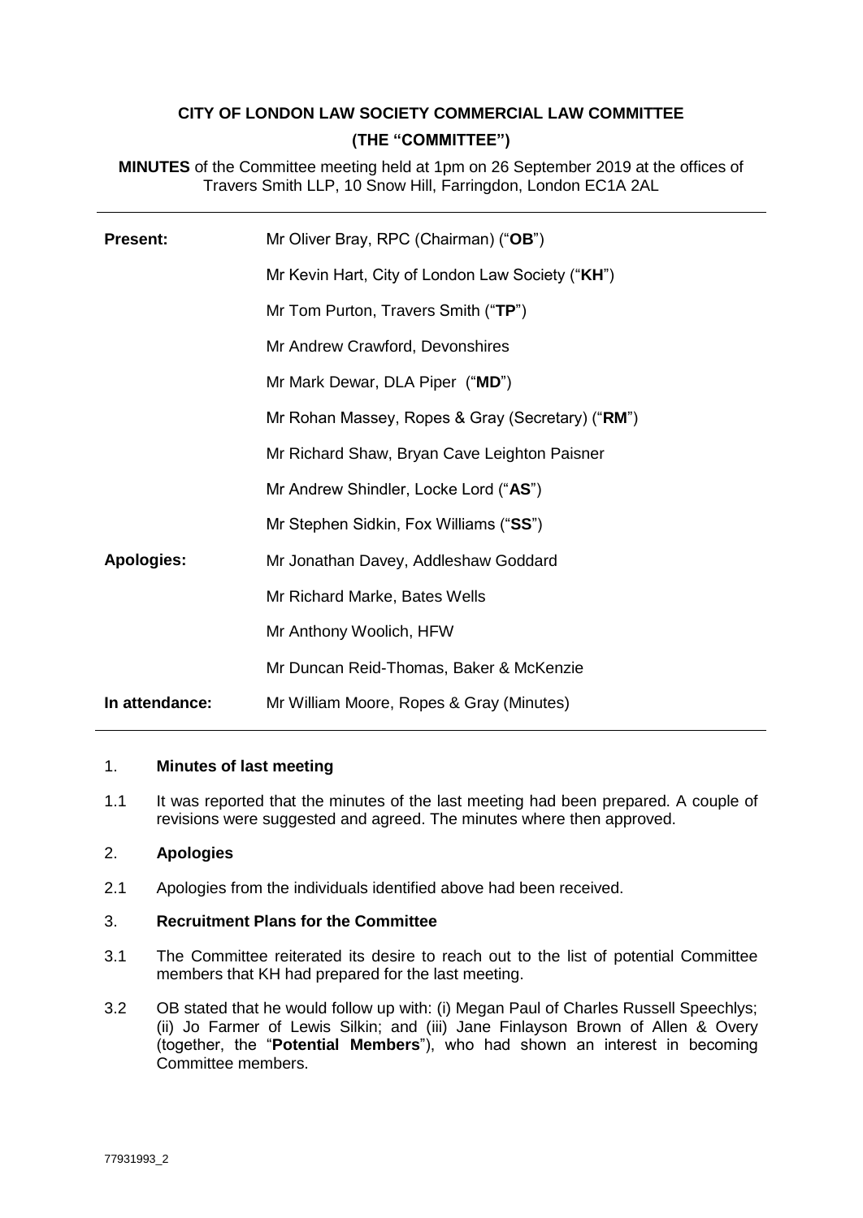**CITY OF LONDON LAW SOCIETY COMMERCIAL LAW COMMITTEE**

**(THE "COMMITTEE")**

**MINUTES** of the Committee meeting held at 1pm on 26 September 2019 at the offices of Travers Smith LLP, 10 Snow Hill, Farringdon, London EC1A 2AL

| | |
|---|---|
| **Present:** | Mr Oliver Bray, RPC (Chairman) ("**OB**") |
| | Mr Kevin Hart, City of London Law Society ("**KH**") |
| | Mr Tom Purton, Travers Smith ("**TP**") |
| | Mr Andrew Crawford, Devonshires |
| | Mr Mark Dewar, DLA Piper ("**MD**") |
| | Mr Rohan Massey, Ropes & Gray (Secretary) ("**RM**") |
| | Mr Richard Shaw, Bryan Cave Leighton Paisner |
| | Mr Andrew Shindler, Locke Lord ("**AS**") |
| | Mr Stephen Sidkin, Fox Williams ("**SS**") |
| **Apologies:** | Mr Jonathan Davey, Addleshaw Goddard |
| | Mr Richard Marke, Bates Wells |
| | Mr Anthony Woolich, HFW |
| | Mr Duncan Reid-Thomas, Baker & McKenzie |
| **In attendance:** | Mr William Moore, Ropes & Gray (Minutes) |

1. **Minutes of last meeting**

1.1 It was reported that the minutes of the last meeting had been prepared. A couple of revisions were suggested and agreed. The minutes where then approved.

2. **Apologies**

2.1 Apologies from the individuals identified above had been received.

3. **Recruitment Plans for the Committee**

3.1 The Committee reiterated its desire to reach out to the list of potential Committee members that KH had prepared for the last meeting.

3.2 OB stated that he would follow up with: (i) Megan Paul of Charles Russell Speechlys; (ii) Jo Farmer of Lewis Silkin; and (iii) Jane Finlayson Brown of Allen & Overy (together, the "**Potential Members**"), who had shown an interest in becoming Committee members.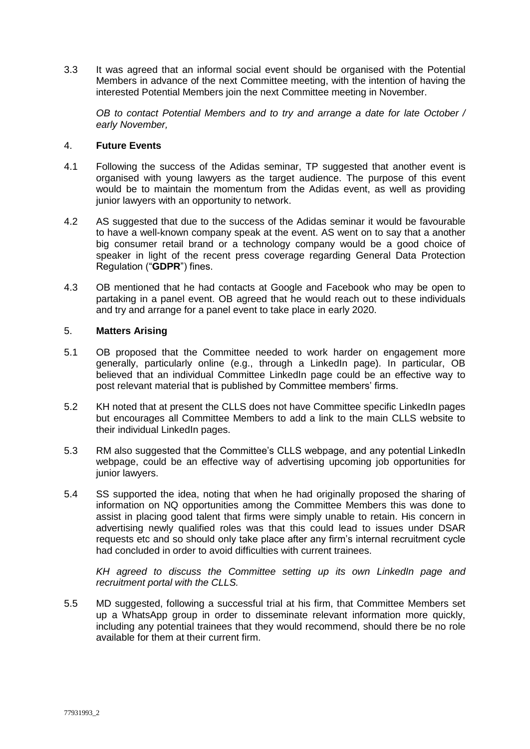3.3 It was agreed that an informal social event should be organised with the Potential Members in advance of the next Committee meeting, with the intention of having the interested Potential Members join the next Committee meeting in November.

*OB to contact Potential Members and to try and arrange a date for late October / early November,*

## 4. **Future Events**

4.1 Following the success of the Adidas seminar, TP suggested that another event is organised with young lawyers as the target audience. The purpose of this event would be to maintain the momentum from the Adidas event, as well as providing junior lawyers with an opportunity to network.

4.2 AS suggested that due to the success of the Adidas seminar it would be favourable to have a well-known company speak at the event. AS went on to say that a another big consumer retail brand or a technology company would be a good choice of speaker in light of the recent press coverage regarding General Data Protection Regulation ("**GDPR**") fines.

4.3 OB mentioned that he had contacts at Google and Facebook who may be open to partaking in a panel event. OB agreed that he would reach out to these individuals and try and arrange for a panel event to take place in early 2020.

## 5. **Matters Arising**

5.1 OB proposed that the Committee needed to work harder on engagement more generally, particularly online (e.g., through a LinkedIn page). In particular, OB believed that an individual Committee LinkedIn page could be an effective way to post relevant material that is published by Committee members' firms.

5.2 KH noted that at present the CLLS does not have Committee specific LinkedIn pages but encourages all Committee Members to add a link to the main CLLS website to their individual LinkedIn pages.

5.3 RM also suggested that the Committee's CLLS webpage, and any potential LinkedIn webpage, could be an effective way of advertising upcoming job opportunities for junior lawyers.

5.4 SS supported the idea, noting that when he had originally proposed the sharing of information on NQ opportunities among the Committee Members this was done to assist in placing good talent that firms were simply unable to retain. His concern in advertising newly qualified roles was that this could lead to issues under DSAR requests etc and so should only take place after any firm's internal recruitment cycle had concluded in order to avoid difficulties with current trainees.

*KH agreed to discuss the Committee setting up its own LinkedIn page and recruitment portal with the CLLS.*

5.5 MD suggested, following a successful trial at his firm, that Committee Members set up a WhatsApp group in order to disseminate relevant information more quickly, including any potential trainees that they would recommend, should there be no role available for them at their current firm.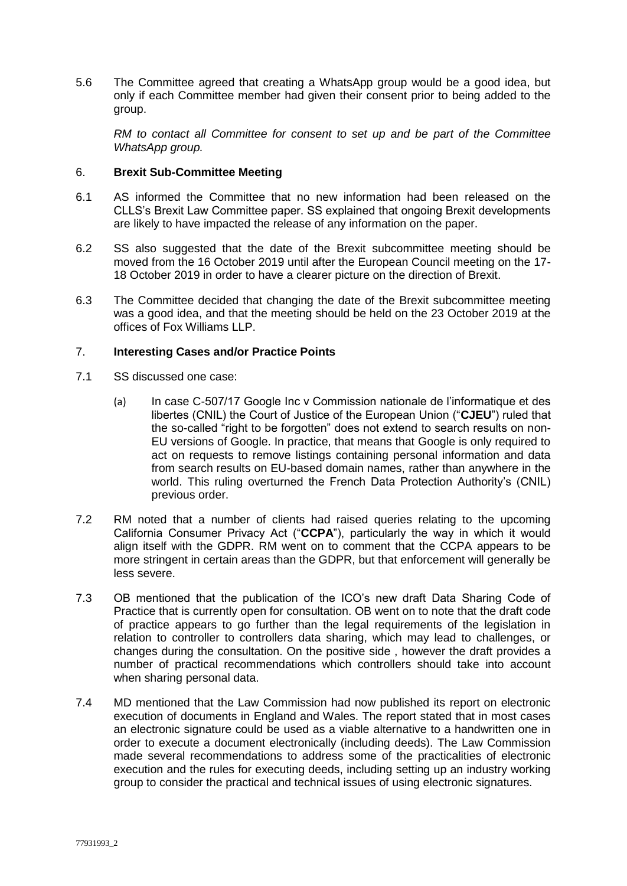5.6 The Committee agreed that creating a WhatsApp group would be a good idea, but only if each Committee member had given their consent prior to being added to the group.

*RM to contact all Committee for consent to set up and be part of the Committee WhatsApp group.*

## 6. **Brexit Sub-Committee Meeting**

6.1 AS informed the Committee that no new information had been released on the CLLS's Brexit Law Committee paper. SS explained that ongoing Brexit developments are likely to have impacted the release of any information on the paper.

6.2 SS also suggested that the date of the Brexit subcommittee meeting should be moved from the 16 October 2019 until after the European Council meeting on the 17-18 October 2019 in order to have a clearer picture on the direction of Brexit.

6.3 The Committee decided that changing the date of the Brexit subcommittee meeting was a good idea, and that the meeting should be held on the 23 October 2019 at the offices of Fox Williams LLP.

## 7. **Interesting Cases and/or Practice Points**

7.1 SS discussed one case:

(a) In case C-507/17 Google Inc v Commission nationale de l'informatique et des libertes (CNIL) the Court of Justice of the European Union ("**CJEU**") ruled that the so-called "right to be forgotten" does not extend to search results on non-EU versions of Google. In practice, that means that Google is only required to act on requests to remove listings containing personal information and data from search results on EU-based domain names, rather than anywhere in the world. This ruling overturned the French Data Protection Authority's (CNIL) previous order.

7.2 RM noted that a number of clients had raised queries relating to the upcoming California Consumer Privacy Act ("**CCPA**"), particularly the way in which it would align itself with the GDPR. RM went on to comment that the CCPA appears to be more stringent in certain areas than the GDPR, but that enforcement will generally be less severe.

7.3 OB mentioned that the publication of the ICO's new draft Data Sharing Code of Practice that is currently open for consultation. OB went on to note that the draft code of practice appears to go further than the legal requirements of the legislation in relation to controller to controllers data sharing, which may lead to challenges, or changes during the consultation. On the positive side , however the draft provides a number of practical recommendations which controllers should take into account when sharing personal data.

7.4 MD mentioned that the Law Commission had now published its report on electronic execution of documents in England and Wales. The report stated that in most cases an electronic signature could be used as a viable alternative to a handwritten one in order to execute a document electronically (including deeds). The Law Commission made several recommendations to address some of the practicalities of electronic execution and the rules for executing deeds, including setting up an industry working group to consider the practical and technical issues of using electronic signatures.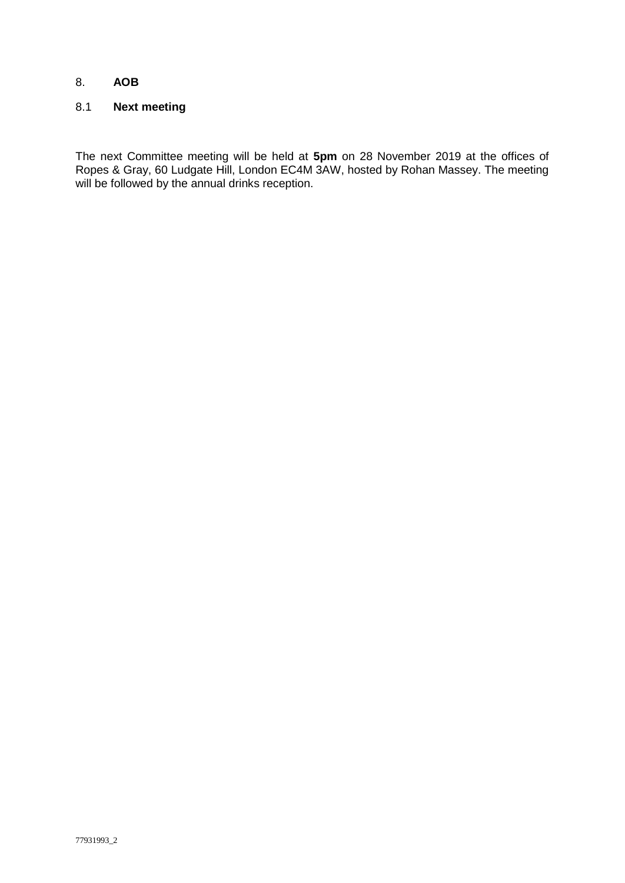## 8. AOB

### 8.1 Next meeting

The next Committee meeting will be held at **5pm** on 28 November 2019 at the offices of Ropes & Gray, 60 Ludgate Hill, London EC4M 3AW, hosted by Rohan Massey. The meeting will be followed by the annual drinks reception.

77931993_2